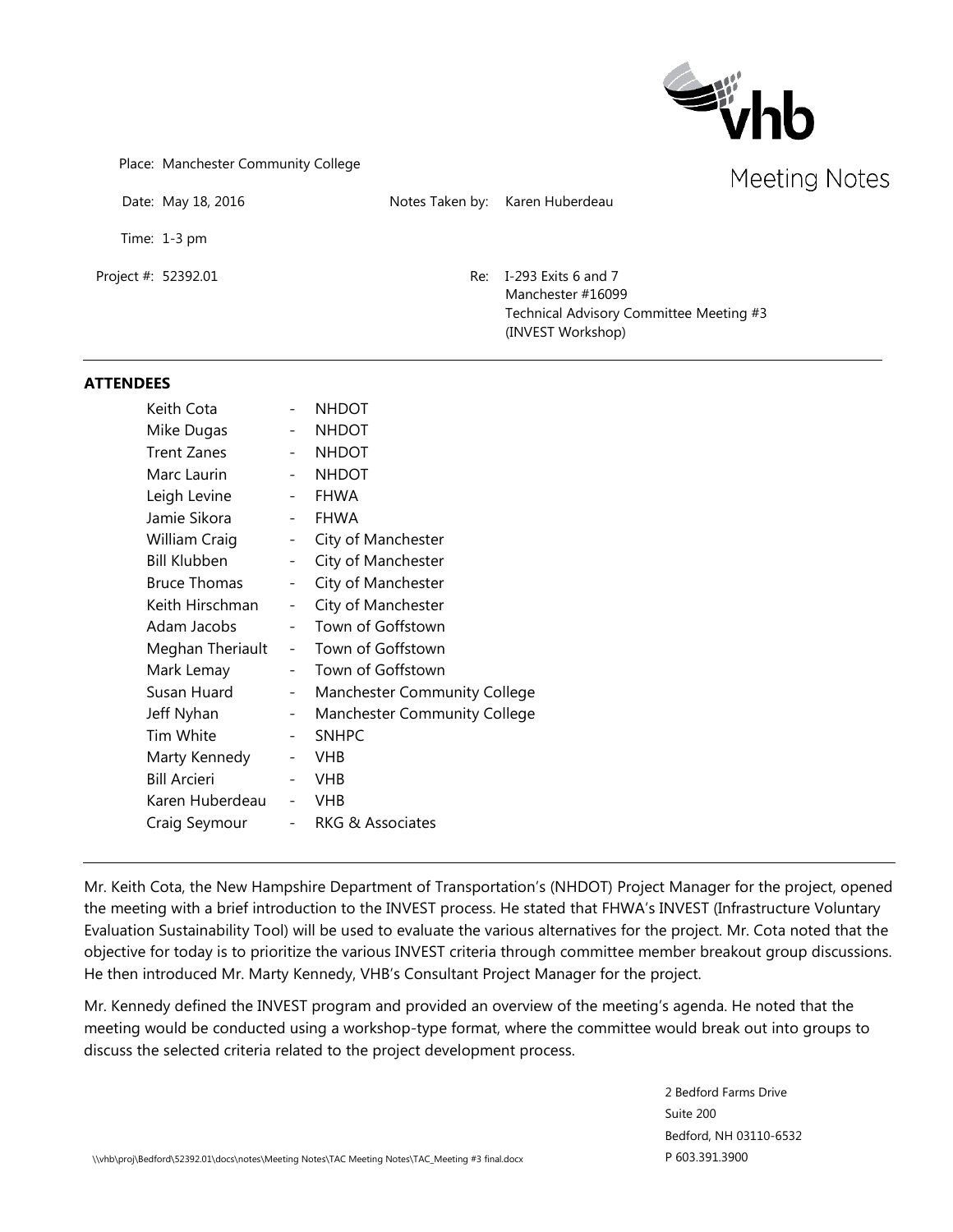# Meeting Notes

Place: Manchester Community College

Date: May 18, 2016

Notes Taken by: Karen Huberdeau

Time: 1-3 pm

Project #: 52392.01

Re: I-293 Exits 6 and 7
Manchester #16099
Technical Advisory Committee Meeting #3
(INVEST Workshop)

---

**ATTENDEES**

| | | |
|---|---|---|
| Keith Cota | - | NHDOT |
| Mike Dugas | - | NHDOT |
| Trent Zanes | - | NHDOT |
| Marc Laurin | - | NHDOT |
| Leigh Levine | - | FHWA |
| Jamie Sikora | - | FHWA |
| William Craig | - | City of Manchester |
| Bill Klubben | - | City of Manchester |
| Bruce Thomas | - | City of Manchester |
| Keith Hirschman | - | City of Manchester |
| Adam Jacobs | - | Town of Goffstown |
| Meghan Theriault | - | Town of Goffstown |
| Mark Lemay | - | Town of Goffstown |
| Susan Huard | - | Manchester Community College |
| Jeff Nyhan | - | Manchester Community College |
| Tim White | - | SNHPC |
| Marty Kennedy | - | VHB |
| Bill Arcieri | - | VHB |
| Karen Huberdeau | - | VHB |
| Craig Seymour | - | RKG & Associates |

---

Mr. Keith Cota, the New Hampshire Department of Transportation's (NHDOT) Project Manager for the project, opened the meeting with a brief introduction to the INVEST process. He stated that FHWA's INVEST (Infrastructure Voluntary Evaluation Sustainability Tool) will be used to evaluate the various alternatives for the project. Mr. Cota noted that the objective for today is to prioritize the various INVEST criteria through committee member breakout group discussions. He then introduced Mr. Marty Kennedy, VHB's Consultant Project Manager for the project.

Mr. Kennedy defined the INVEST program and provided an overview of the meeting's agenda. He noted that the meeting would be conducted using a workshop-type format, where the committee would break out into groups to discuss the selected criteria related to the project development process.

2 Bedford Farms Drive
Suite 200
Bedford, NH 03110-6532
P 603.391.3900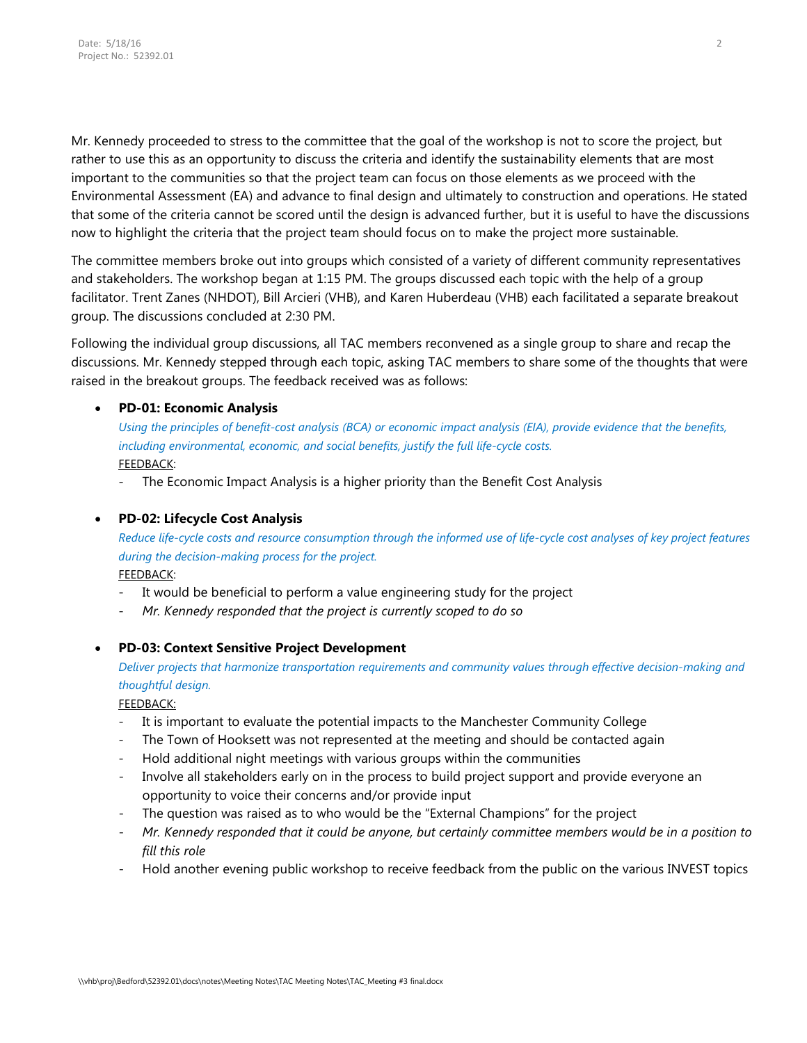Mr. Kennedy proceeded to stress to the committee that the goal of the workshop is not to score the project, but rather to use this as an opportunity to discuss the criteria and identify the sustainability elements that are most important to the communities so that the project team can focus on those elements as we proceed with the Environmental Assessment (EA) and advance to final design and ultimately to construction and operations. He stated that some of the criteria cannot be scored until the design is advanced further, but it is useful to have the discussions now to highlight the criteria that the project team should focus on to make the project more sustainable.

The committee members broke out into groups which consisted of a variety of different community representatives and stakeholders. The workshop began at 1:15 PM. The groups discussed each topic with the help of a group facilitator. Trent Zanes (NHDOT), Bill Arcieri (VHB), and Karen Huberdeau (VHB) each facilitated a separate breakout group. The discussions concluded at 2:30 PM.

Following the individual group discussions, all TAC members reconvened as a single group to share and recap the discussions. Mr. Kennedy stepped through each topic, asking TAC members to share some of the thoughts that were raised in the breakout groups. The feedback received was as follows:

- **PD-01: Economic Analysis**

  *Using the principles of benefit-cost analysis (BCA) or economic impact analysis (EIA), provide evidence that the benefits, including environmental, economic, and social benefits, justify the full life-cycle costs.*

  FEEDBACK:
  - The Economic Impact Analysis is a higher priority than the Benefit Cost Analysis

- **PD-02: Lifecycle Cost Analysis**

  *Reduce life-cycle costs and resource consumption through the informed use of life-cycle cost analyses of key project features during the decision-making process for the project.*

  FEEDBACK:
  - It would be beneficial to perform a value engineering study for the project
  - *Mr. Kennedy responded that the project is currently scoped to do so*

- **PD-03: Context Sensitive Project Development**

  *Deliver projects that harmonize transportation requirements and community values through effective decision-making and thoughtful design.*

  FEEDBACK:
  - It is important to evaluate the potential impacts to the Manchester Community College
  - The Town of Hooksett was not represented at the meeting and should be contacted again
  - Hold additional night meetings with various groups within the communities
  - Involve all stakeholders early on in the process to build project support and provide everyone an opportunity to voice their concerns and/or provide input
  - The question was raised as to who would be the "External Champions" for the project
  - *Mr. Kennedy responded that it could be anyone, but certainly committee members would be in a position to fill this role*
  - Hold another evening public workshop to receive feedback from the public on the various INVEST topics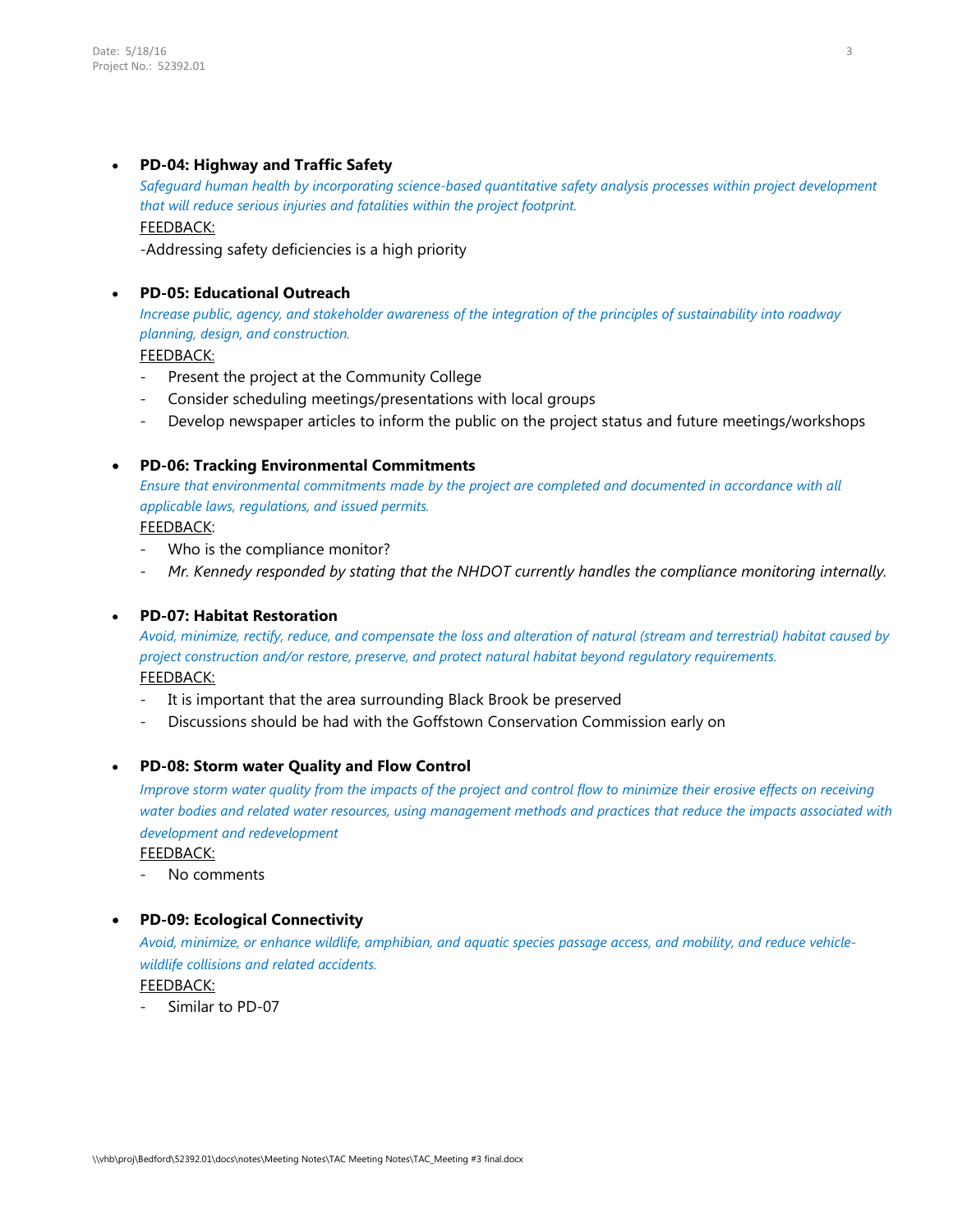- **PD-04: Highway and Traffic Safety**

  *Safeguard human health by incorporating science-based quantitative safety analysis processes within project development that will reduce serious injuries and fatalities within the project footprint.*

  FEEDBACK:

  -Addressing safety deficiencies is a high priority

- **PD-05: Educational Outreach**

  *Increase public, agency, and stakeholder awareness of the integration of the principles of sustainability into roadway planning, design, and construction.*

  FEEDBACK:

  - Present the project at the Community College
  - Consider scheduling meetings/presentations with local groups
  - Develop newspaper articles to inform the public on the project status and future meetings/workshops

- **PD-06: Tracking Environmental Commitments**

  *Ensure that environmental commitments made by the project are completed and documented in accordance with all applicable laws, regulations, and issued permits.*

  FEEDBACK:

  - Who is the compliance monitor?
  - *Mr. Kennedy responded by stating that the NHDOT currently handles the compliance monitoring internally.*

- **PD-07: Habitat Restoration**

  *Avoid, minimize, rectify, reduce, and compensate the loss and alteration of natural (stream and terrestrial) habitat caused by project construction and/or restore, preserve, and protect natural habitat beyond regulatory requirements.*

  FEEDBACK:

  - It is important that the area surrounding Black Brook be preserved
  - Discussions should be had with the Goffstown Conservation Commission early on

- **PD-08: Storm water Quality and Flow Control**

  *Improve storm water quality from the impacts of the project and control flow to minimize their erosive effects on receiving water bodies and related water resources, using management methods and practices that reduce the impacts associated with development and redevelopment*

  FEEDBACK:

  - No comments

- **PD-09: Ecological Connectivity**

  *Avoid, minimize, or enhance wildlife, amphibian, and aquatic species passage access, and mobility, and reduce vehicle-wildlife collisions and related accidents.*

  FEEDBACK:

  - Similar to PD-07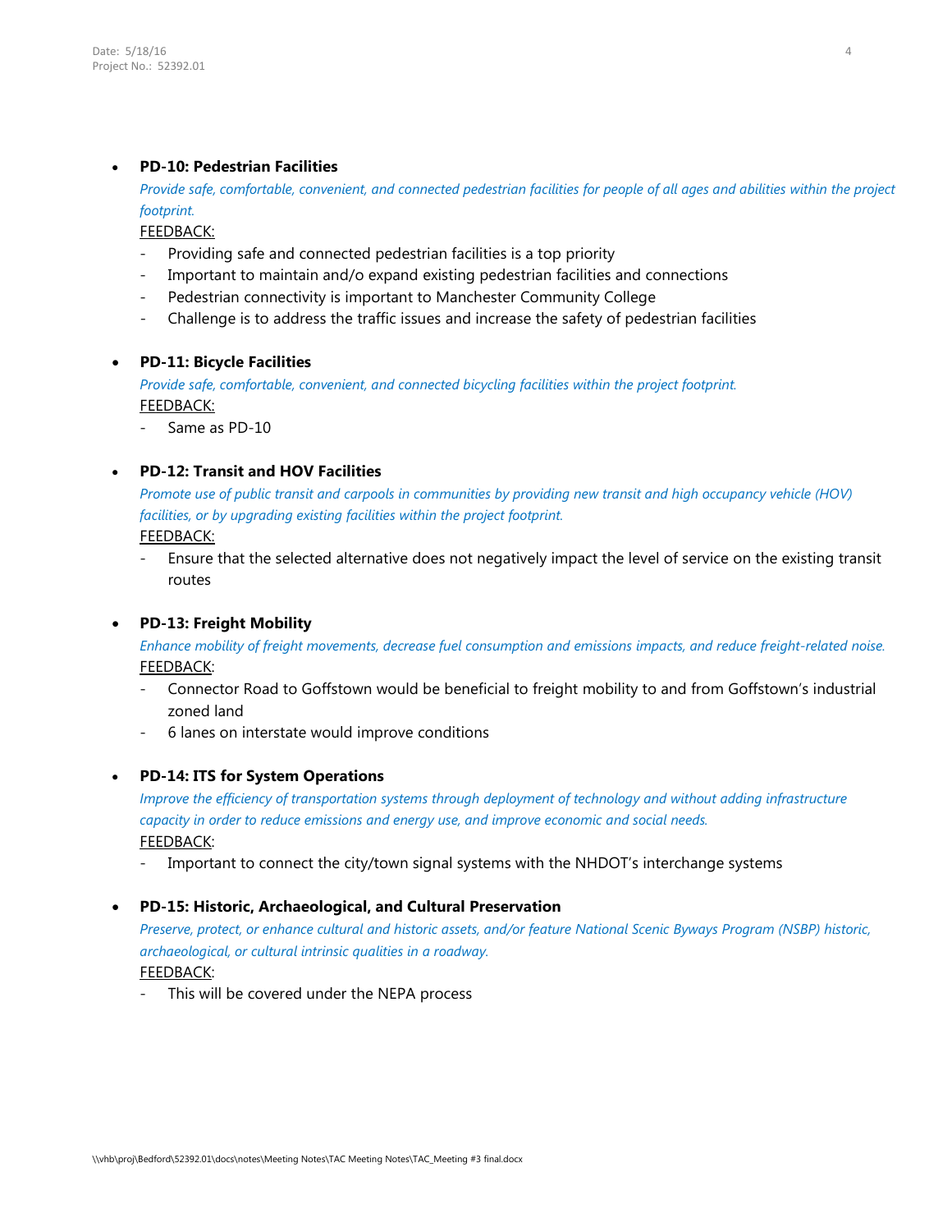- **PD-10: Pedestrian Facilities**

  *Provide safe, comfortable, convenient, and connected pedestrian facilities for people of all ages and abilities within the project footprint.*

  FEEDBACK:

  - Providing safe and connected pedestrian facilities is a top priority
  - Important to maintain and/o expand existing pedestrian facilities and connections
  - Pedestrian connectivity is important to Manchester Community College
  - Challenge is to address the traffic issues and increase the safety of pedestrian facilities

- **PD-11: Bicycle Facilities**

  *Provide safe, comfortable, convenient, and connected bicycling facilities within the project footprint.*

  FEEDBACK:

  - Same as PD-10

- **PD-12: Transit and HOV Facilities**

  *Promote use of public transit and carpools in communities by providing new transit and high occupancy vehicle (HOV) facilities, or by upgrading existing facilities within the project footprint.*

  FEEDBACK:

  - Ensure that the selected alternative does not negatively impact the level of service on the existing transit routes

- **PD-13: Freight Mobility**

  *Enhance mobility of freight movements, decrease fuel consumption and emissions impacts, and reduce freight-related noise.*

  FEEDBACK:

  - Connector Road to Goffstown would be beneficial to freight mobility to and from Goffstown's industrial zoned land
  - 6 lanes on interstate would improve conditions

- **PD-14: ITS for System Operations**

  *Improve the efficiency of transportation systems through deployment of technology and without adding infrastructure capacity in order to reduce emissions and energy use, and improve economic and social needs.*

  FEEDBACK:

  - Important to connect the city/town signal systems with the NHDOT's interchange systems

- **PD-15: Historic, Archaeological, and Cultural Preservation**

  *Preserve, protect, or enhance cultural and historic assets, and/or feature National Scenic Byways Program (NSBP) historic, archaeological, or cultural intrinsic qualities in a roadway.*

  FEEDBACK:

  - This will be covered under the NEPA process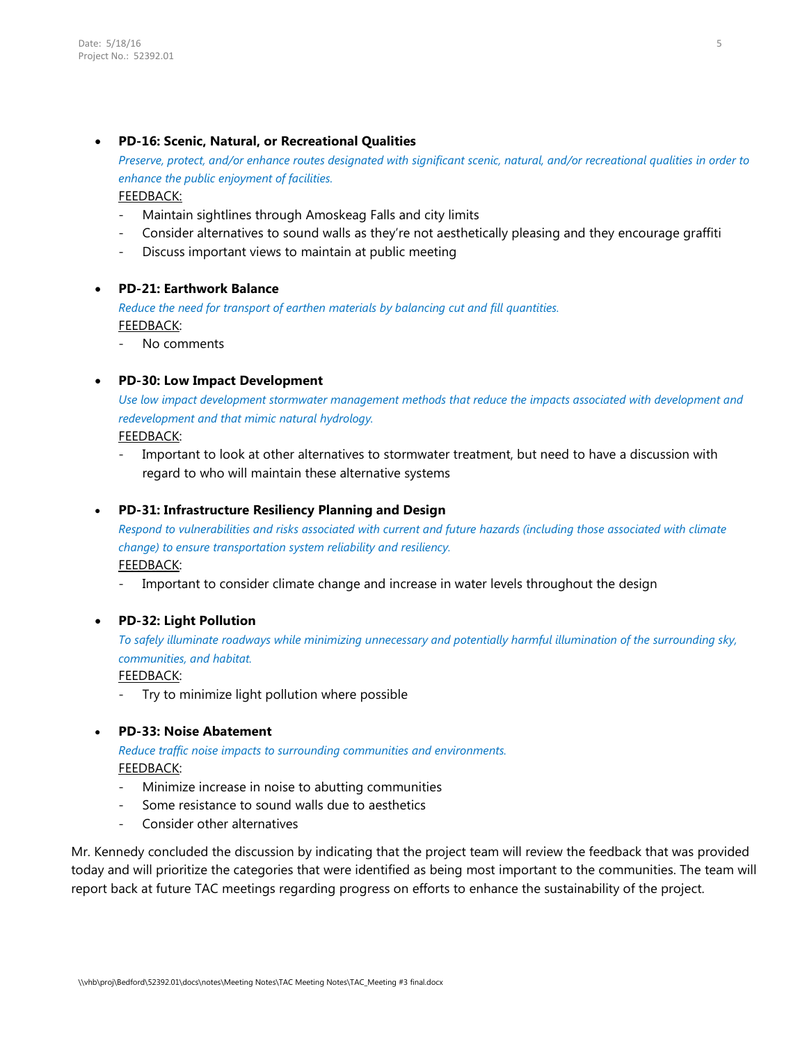- **PD-16: Scenic, Natural, or Recreational Qualities**

  *Preserve, protect, and/or enhance routes designated with significant scenic, natural, and/or recreational qualities in order to enhance the public enjoyment of facilities.*

  FEEDBACK:
  - Maintain sightlines through Amoskeag Falls and city limits
  - Consider alternatives to sound walls as they're not aesthetically pleasing and they encourage graffiti
  - Discuss important views to maintain at public meeting

- **PD-21: Earthwork Balance**

  *Reduce the need for transport of earthen materials by balancing cut and fill quantities.*

  FEEDBACK:
  - No comments

- **PD-30: Low Impact Development**

  *Use low impact development stormwater management methods that reduce the impacts associated with development and redevelopment and that mimic natural hydrology.*

  FEEDBACK:
  - Important to look at other alternatives to stormwater treatment, but need to have a discussion with regard to who will maintain these alternative systems

- **PD-31: Infrastructure Resiliency Planning and Design**

  *Respond to vulnerabilities and risks associated with current and future hazards (including those associated with climate change) to ensure transportation system reliability and resiliency.*

  FEEDBACK:
  - Important to consider climate change and increase in water levels throughout the design

- **PD-32: Light Pollution**

  *To safely illuminate roadways while minimizing unnecessary and potentially harmful illumination of the surrounding sky, communities, and habitat.*

  FEEDBACK:
  - Try to minimize light pollution where possible

- **PD-33: Noise Abatement**

  *Reduce traffic noise impacts to surrounding communities and environments.*

  FEEDBACK:
  - Minimize increase in noise to abutting communities
  - Some resistance to sound walls due to aesthetics
  - Consider other alternatives

Mr. Kennedy concluded the discussion by indicating that the project team will review the feedback that was provided today and will prioritize the categories that were identified as being most important to the communities. The team will report back at future TAC meetings regarding progress on efforts to enhance the sustainability of the project.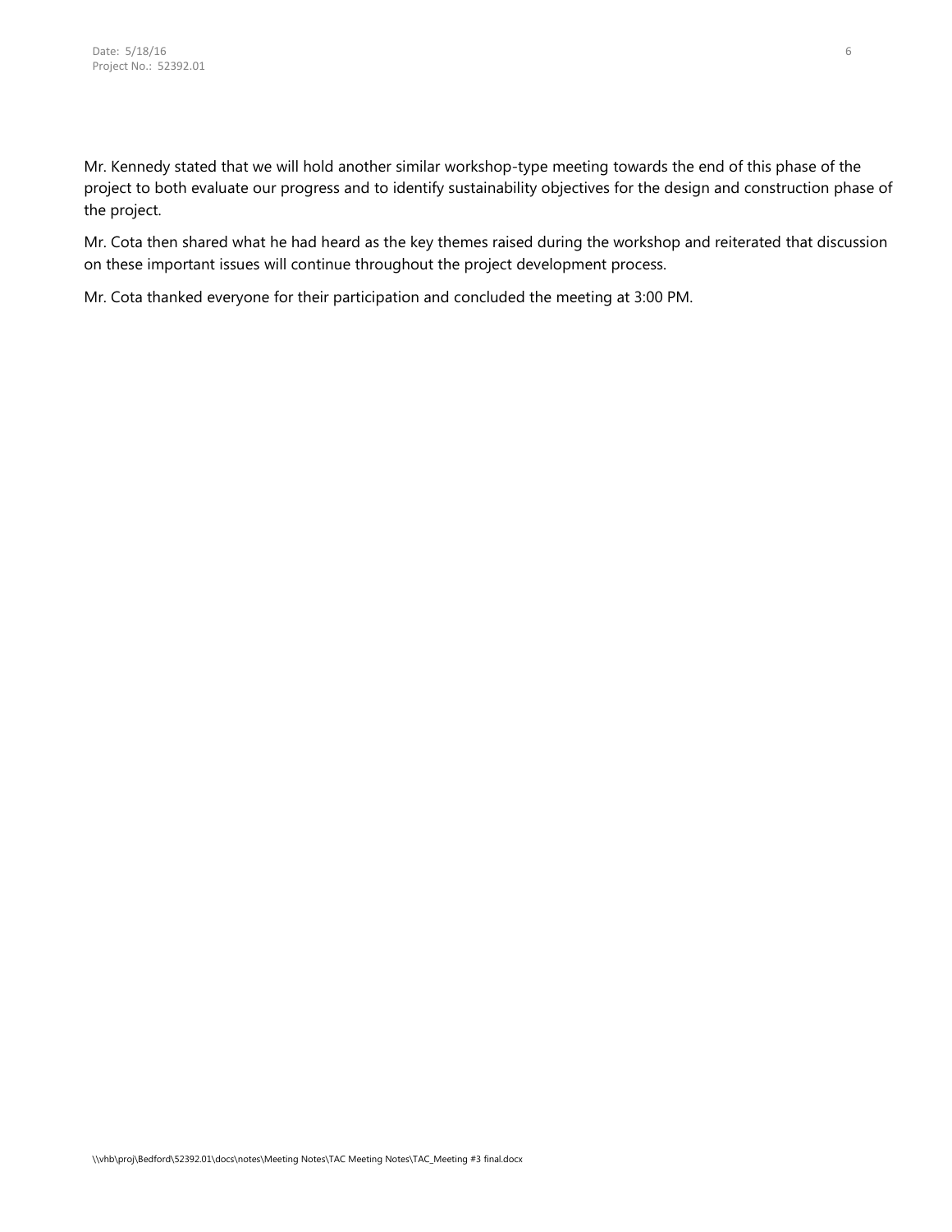Mr. Kennedy stated that we will hold another similar workshop-type meeting towards the end of this phase of the project to both evaluate our progress and to identify sustainability objectives for the design and construction phase of the project.

Mr. Cota then shared what he had heard as the key themes raised during the workshop and reiterated that discussion on these important issues will continue throughout the project development process.

Mr. Cota thanked everyone for their participation and concluded the meeting at 3:00 PM.